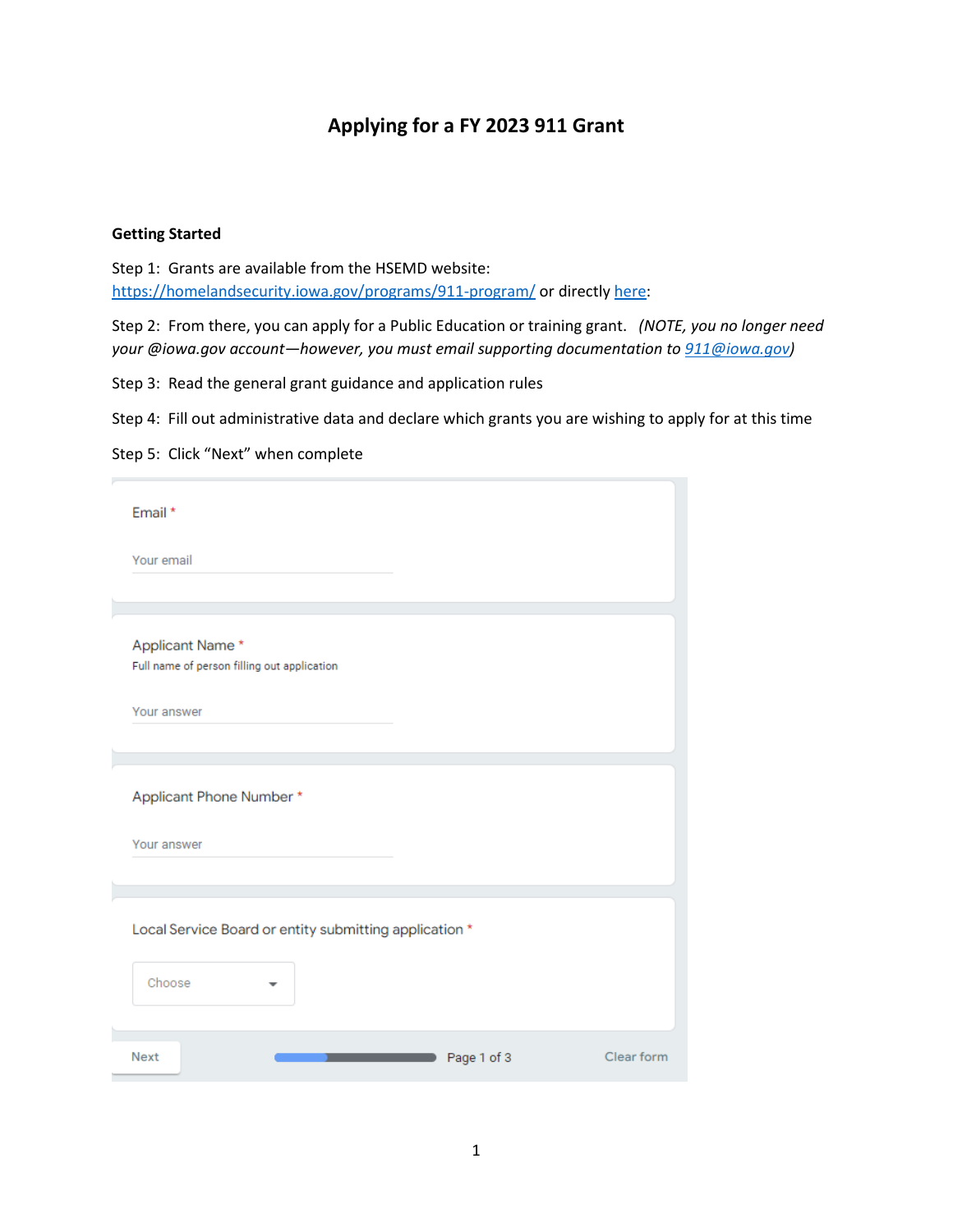# Applying for a FY 2023 911 Grant

**Getting Started**

Step 1: Grants are available from the HSEMD website: [https://homelandsecurity.iowa.gov/programs/911-program/](https://homelandsecurity.iowa.gov/programs/911-program/) or directly here:

Step 2: From there, you can apply for a Public Education or training grant. *(NOTE, you no longer need your @iowa.gov account—however, you must email supporting documentation to 911@iowa.gov)*

Step 3: Read the general grant guidance and application rules

Step 4: Fill out administrative data and declare which grants you are wishing to apply for at this time

Step 5: Click "Next" when complete

Email *

Your email

Applicant Name *

Full name of person filling out application

Your answer

Applicant Phone Number *

Your answer

Local Service Board or entity submitting application *

Choose

Next

Page 1 of 3

Clear form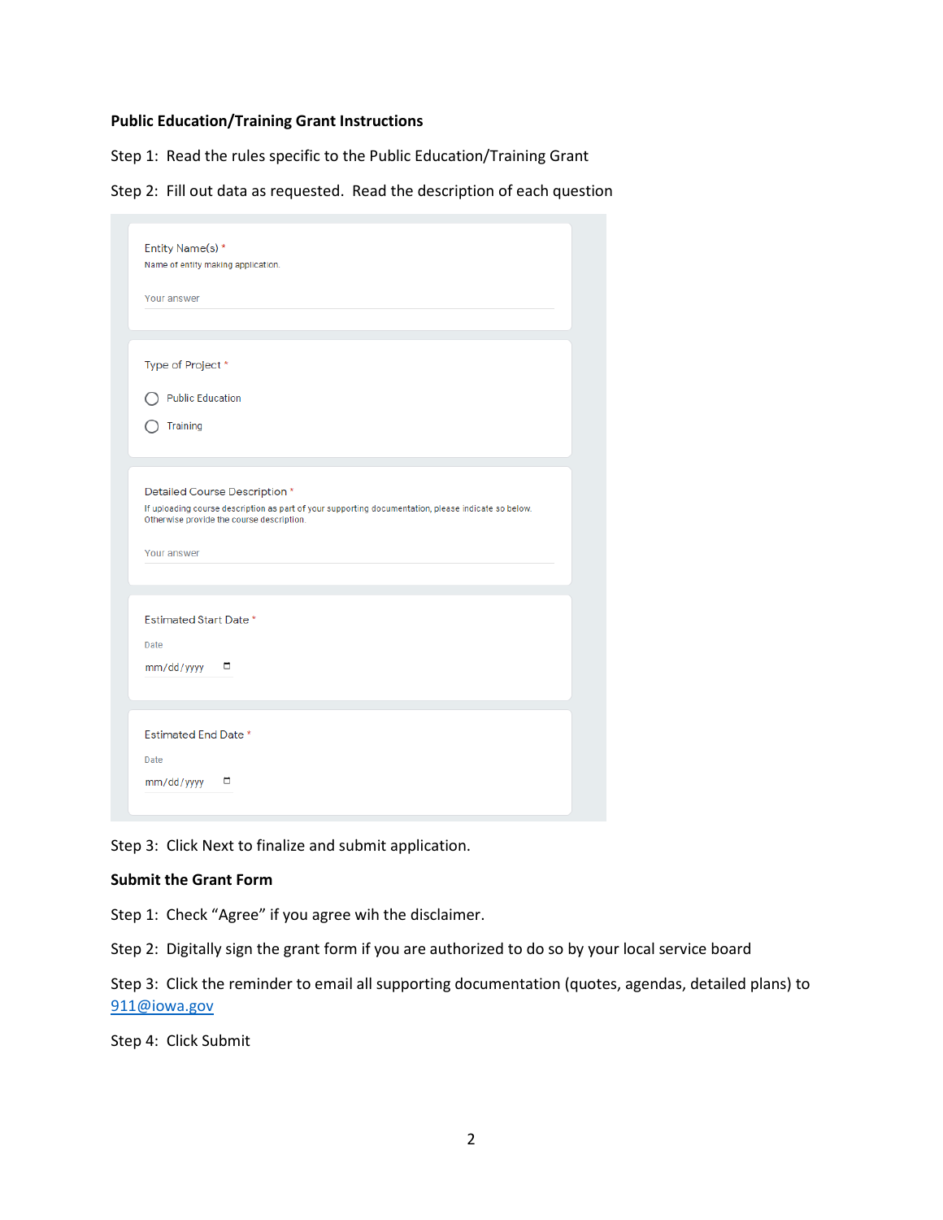**Public Education/Training Grant Instructions**

Step 1: Read the rules specific to the Public Education/Training Grant

Step 2: Fill out data as requested. Read the description of each question

Entity Name(s) *
Name of entity making application.

Your answer

Type of Project *

- Public Education
- Training

Detailed Course Description *
If uploading course description as part of your supporting documentation, please indicate so below. Otherwise provide the course description.

Your answer

Estimated Start Date *

Date

mm/dd/yyyy

Estimated End Date *

Date

mm/dd/yyyy

Step 3: Click Next to finalize and submit application.

**Submit the Grant Form**

Step 1: Check "Agree" if you agree wih the disclaimer.

Step 2: Digitally sign the grant form if you are authorized to do so by your local service board

Step 3: Click the reminder to email all supporting documentation (quotes, agendas, detailed plans) to 911@iowa.gov

Step 4: Click Submit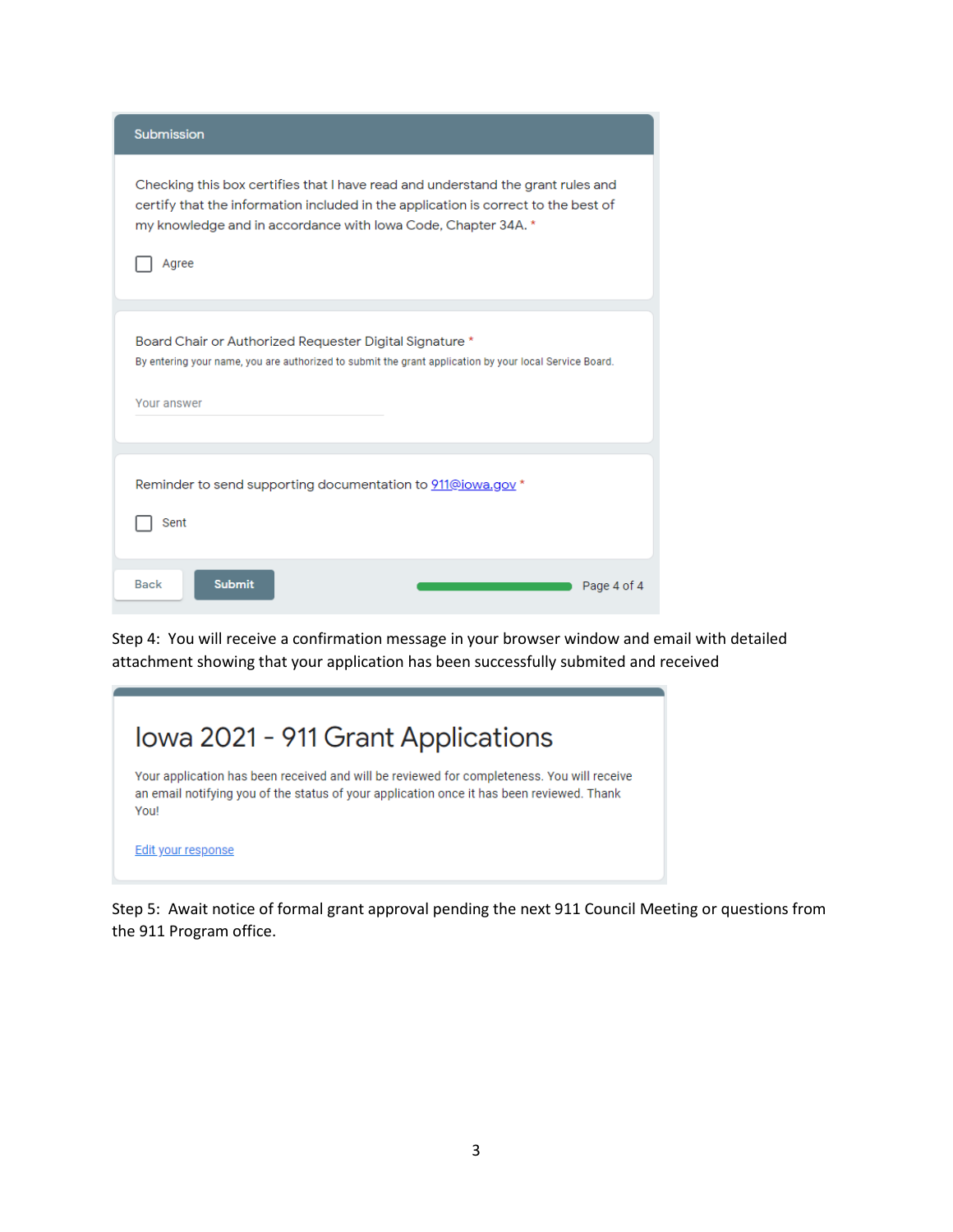Submission

Checking this box certifies that I have read and understand the grant rules and certify that the information included in the application is correct to the best of my knowledge and in accordance with Iowa Code, Chapter 34A. *

☐ Agree

Board Chair or Authorized Requester Digital Signature *

By entering your name, you are authorized to submit the grant application by your local Service Board.

Your answer

Reminder to send supporting documentation to 911@iowa.gov *

☐ Sent

Back | Submit | Page 4 of 4

Step 4: You will receive a confirmation message in your browser window and email with detailed attachment showing that your application has been successfully submited and received

# Iowa 2021 - 911 Grant Applications

Your application has been received and will be reviewed for completeness. You will receive an email notifying you of the status of your application once it has been reviewed. Thank You!

Edit your response

Step 5: Await notice of formal grant approval pending the next 911 Council Meeting or questions from the 911 Program office.